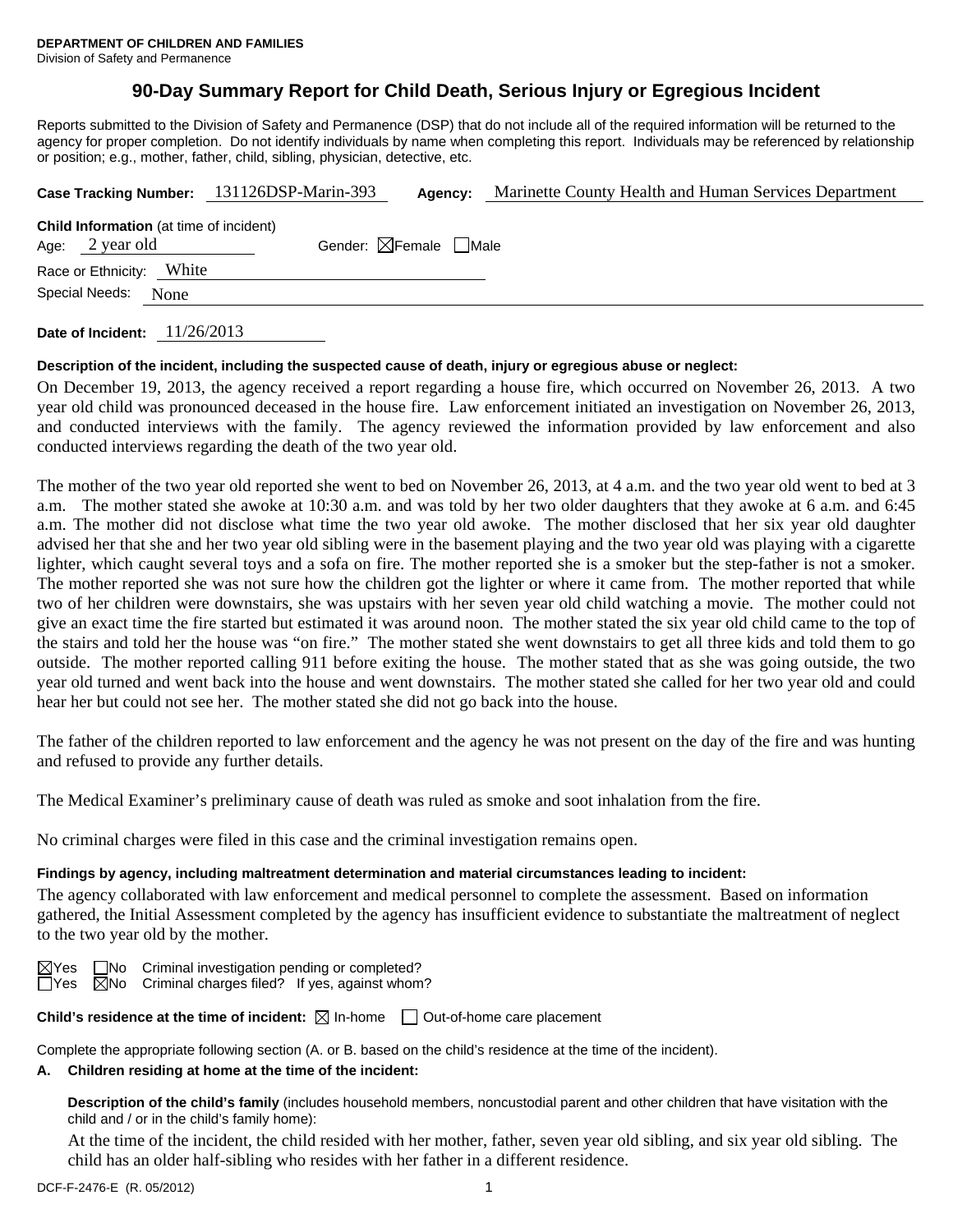**DEPARTMENT OF CHILDREN AND FAMILIES**
Division of Safety and Permanence

# 90-Day Summary Report for Child Death, Serious Injury or Egregious Incident

Reports submitted to the Division of Safety and Permanence (DSP) that do not include all of the required information will be returned to the agency for proper completion. Do not identify individuals by name when completing this report. Individuals may be referenced by relationship or position; e.g., mother, father, child, sibling, physician, detective, etc.

**Case Tracking Number:** 131126DSP-Marin-393 **Agency:** Marinette County Health and Human Services Department

**Child Information** (at time of incident)

Age: 2 year old Gender: ☒Female ☐Male

Race or Ethnicity: White

Special Needs: None

**Date of Incident:** 11/26/2013

**Description of the incident, including the suspected cause of death, injury or egregious abuse or neglect:**

On December 19, 2013, the agency received a report regarding a house fire, which occurred on November 26, 2013. A two year old child was pronounced deceased in the house fire. Law enforcement initiated an investigation on November 26, 2013, and conducted interviews with the family. The agency reviewed the information provided by law enforcement and also conducted interviews regarding the death of the two year old.

The mother of the two year old reported she went to bed on November 26, 2013, at 4 a.m. and the two year old went to bed at 3 a.m. The mother stated she awoke at 10:30 a.m. and was told by her two older daughters that they awoke at 6 a.m. and 6:45 a.m. The mother did not disclose what time the two year old awoke. The mother disclosed that her six year old daughter advised her that she and her two year old sibling were in the basement playing and the two year old was playing with a cigarette lighter, which caught several toys and a sofa on fire. The mother reported she is a smoker but the step-father is not a smoker. The mother reported she was not sure how the children got the lighter or where it came from. The mother reported that while two of her children were downstairs, she was upstairs with her seven year old child watching a movie. The mother could not give an exact time the fire started but estimated it was around noon. The mother stated the six year old child came to the top of the stairs and told her the house was "on fire." The mother stated she went downstairs to get all three kids and told them to go outside. The mother reported calling 911 before exiting the house. The mother stated that as she was going outside, the two year old turned and went back into the house and went downstairs. The mother stated she called for her two year old and could hear her but could not see her. The mother stated she did not go back into the house.

The father of the children reported to law enforcement and the agency he was not present on the day of the fire and was hunting and refused to provide any further details.

The Medical Examiner's preliminary cause of death was ruled as smoke and soot inhalation from the fire.

No criminal charges were filed in this case and the criminal investigation remains open.

**Findings by agency, including maltreatment determination and material circumstances leading to incident:**

The agency collaborated with law enforcement and medical personnel to complete the assessment. Based on information gathered, the Initial Assessment completed by the agency has insufficient evidence to substantiate the maltreatment of neglect to the two year old by the mother.

☒Yes ☐No Criminal investigation pending or completed?
☐Yes ☒No Criminal charges filed? If yes, against whom?

**Child's residence at the time of incident:** ☒ In-home ☐ Out-of-home care placement

Complete the appropriate following section (A. or B. based on the child's residence at the time of the incident).

**A. Children residing at home at the time of the incident:**

**Description of the child's family** (includes household members, noncustodial parent and other children that have visitation with the child and / or in the child's family home):

At the time of the incident, the child resided with her mother, father, seven year old sibling, and six year old sibling. The child has an older half-sibling who resides with her father in a different residence.

DCF-F-2476-E (R. 05/2012)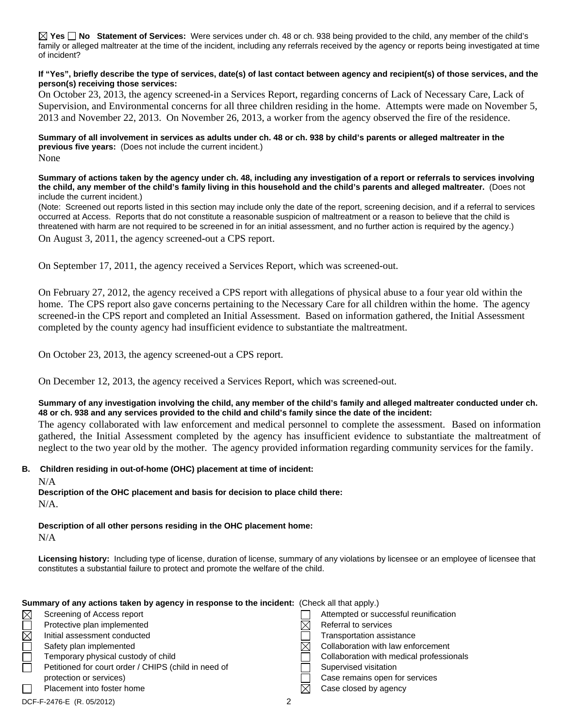☒ **Yes** ☐ **No** **Statement of Services:** Were services under ch. 48 or ch. 938 being provided to the child, any member of the child's family or alleged maltreater at the time of the incident, including any referrals received by the agency or reports being investigated at time of incident?

**If "Yes", briefly describe the type of services, date(s) of last contact between agency and recipient(s) of those services, and the person(s) receiving those services:**

On October 23, 2013, the agency screened-in a Services Report, regarding concerns of Lack of Necessary Care, Lack of Supervision, and Environmental concerns for all three children residing in the home. Attempts were made on November 5, 2013 and November 22, 2013. On November 26, 2013, a worker from the agency observed the fire of the residence.

**Summary of all involvement in services as adults under ch. 48 or ch. 938 by child's parents or alleged maltreater in the previous five years:** (Does not include the current incident.)

None

**Summary of actions taken by the agency under ch. 48, including any investigation of a report or referrals to services involving the child, any member of the child's family living in this household and the child's parents and alleged maltreater.** (Does not include the current incident.)

(Note: Screened out reports listed in this section may include only the date of the report, screening decision, and if a referral to services occurred at Access. Reports that do not constitute a reasonable suspicion of maltreatment or a reason to believe that the child is threatened with harm are not required to be screened in for an initial assessment, and no further action is required by the agency.)

On August 3, 2011, the agency screened-out a CPS report.

On September 17, 2011, the agency received a Services Report, which was screened-out.

On February 27, 2012, the agency received a CPS report with allegations of physical abuse to a four year old within the home. The CPS report also gave concerns pertaining to the Necessary Care for all children within the home. The agency screened-in the CPS report and completed an Initial Assessment. Based on information gathered, the Initial Assessment completed by the county agency had insufficient evidence to substantiate the maltreatment.

On October 23, 2013, the agency screened-out a CPS report.

On December 12, 2013, the agency received a Services Report, which was screened-out.

**Summary of any investigation involving the child, any member of the child's family and alleged maltreater conducted under ch. 48 or ch. 938 and any services provided to the child and child's family since the date of the incident:**

The agency collaborated with law enforcement and medical personnel to complete the assessment. Based on information gathered, the Initial Assessment completed by the agency has insufficient evidence to substantiate the maltreatment of neglect to the two year old by the mother. The agency provided information regarding community services for the family.

**B. Children residing in out-of-home (OHC) placement at time of incident:**

N/A

**Description of the OHC placement and basis for decision to place child there:**

N/A.

**Description of all other persons residing in the OHC placement home:**

N/A

**Licensing history:** Including type of license, duration of license, summary of any violations by licensee or an employee of licensee that constitutes a substantial failure to protect and promote the welfare of the child.

**Summary of any actions taken by agency in response to the incident:** (Check all that apply.)

- ☒ Screening of Access report
- ☐ Protective plan implemented
- ☒ Initial assessment conducted
- ☐ Safety plan implemented
- ☐ Temporary physical custody of child
- ☐ Petitioned for court order / CHIPS (child in need of protection or services)
- ☐ Placement into foster home
- ☐ Attempted or successful reunification
- ☒ Referral to services
- ☐ Transportation assistance
- ☒ Collaboration with law enforcement
- ☐ Collaboration with medical professionals
- ☐ Supervised visitation
- ☐ Case remains open for services
- ☒ Case closed by agency

DCF-F-2476-E (R. 05/2012)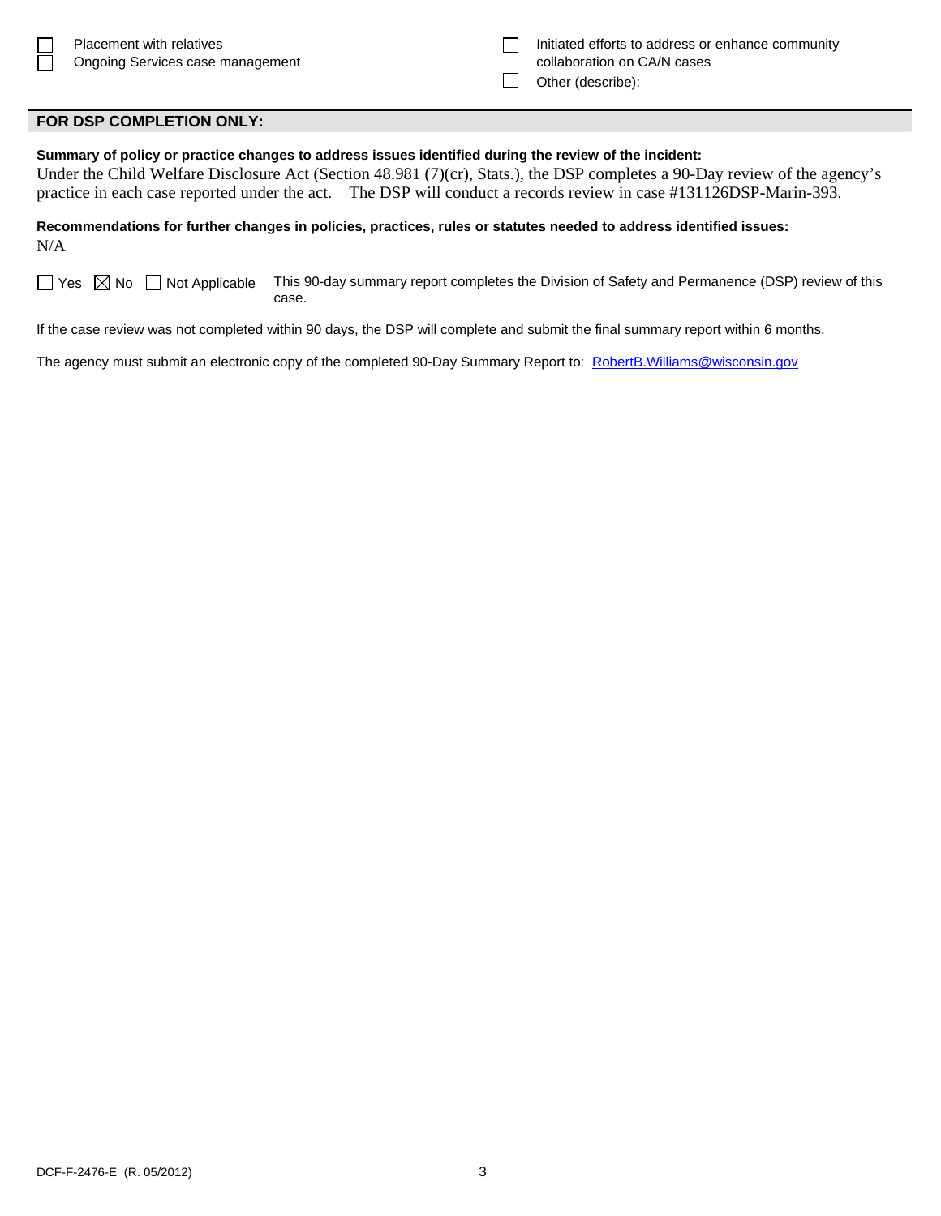- [ ] Placement with relatives
- [ ] Ongoing Services case management
- [ ] Initiated efforts to address or enhance community collaboration on CA/N cases
- [ ] Other (describe):

## FOR DSP COMPLETION ONLY:

**Summary of policy or practice changes to address issues identified during the review of the incident:**

Under the Child Welfare Disclosure Act (Section 48.981 (7)(cr), Stats.), the DSP completes a 90-Day review of the agency's practice in each case reported under the act. The DSP will conduct a records review in case #131126DSP-Marin-393.

**Recommendations for further changes in policies, practices, rules or statutes needed to address identified issues:**

N/A

☐ Yes ☒ No ☐ Not Applicable This 90-day summary report completes the Division of Safety and Permanence (DSP) review of this case.

If the case review was not completed within 90 days, the DSP will complete and submit the final summary report within 6 months.

The agency must submit an electronic copy of the completed 90-Day Summary Report to: RobertB.Williams@wisconsin.gov

DCF-F-2476-E (R. 05/2012)